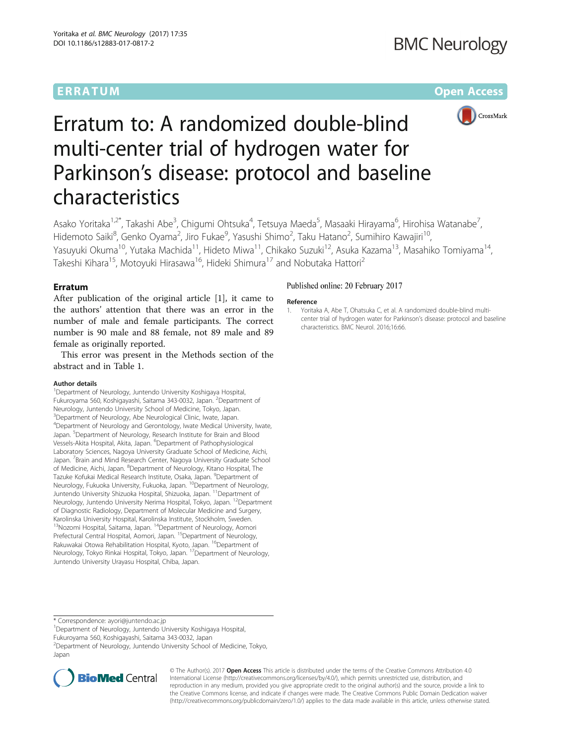ERRATUM Open Access

# Erratum to: A randomized double-blind multi-center trial of hydrogen water for Parkinson's disease: protocol and baseline characteristics

Asako Yoritaka[1,2*], Takashi Abe[3], Chigumi Ohtsuka[4], Tetsuya Maeda[5], Masaaki Hirayama[6], Hirohisa Watanabe[7], Hidemoto Saiki[8], Genko Oyama[2], Jiro Fukae[9], Yasushi Shimo[2], Taku Hatano[2], Sumihiro Kawajiri[10], Yasuyuki Okuma[10], Yutaka Machida[11], Hideto Miwa[11], Chikako Suzuki[12], Asuka Kazama[13], Masahiko Tomiyama[14], Takeshi Kihara[15], Motoyuki Hirasawa[16], Hideki Shimura[17] and Nobutaka Hattori[2]

## Erratum

After publication of the original article [1], it came to the authors' attention that there was an error in the number of male and female participants. The correct number is 90 male and 88 female, not 89 male and 89 female as originally reported.

This error was present in the Methods section of the abstract and in Table 1.

### Author details

[1]Department of Neurology, Juntendo University Koshigaya Hospital, Fukuroyama 560, Koshigayashi, Saitama 343-0032, Japan. [2]Department of Neurology, Juntendo University School of Medicine, Tokyo, Japan. [3]Department of Neurology, Abe Neurological Clinic, Iwate, Japan. [4]Department of Neurology and Gerontology, Iwate Medical University, Iwate, Japan. [5]Department of Neurology, Research Institute for Brain and Blood Vessels-Akita Hospital, Akita, Japan. [6]Department of Pathophysiological Laboratory Sciences, Nagoya University Graduate School of Medicine, Aichi, Japan. [7]Brain and Mind Research Center, Nagoya University Graduate School of Medicine, Aichi, Japan. [8]Department of Neurology, Kitano Hospital, The Tazuke Kofukai Medical Research Institute, Osaka, Japan. [9]Department of Neurology, Fukuoka University, Fukuoka, Japan. [10]Department of Neurology, Juntendo University Shizuoka Hospital, Shizuoka, Japan. [11]Department of Neurology, Juntendo University Nerima Hospital, Tokyo, Japan. [12]Department of Diagnostic Radiology, Department of Molecular Medicine and Surgery, Karolinska University Hospital, Karolinska Institute, Stockholm, Sweden. [13]Nozomi Hospital, Saitama, Japan. [14]Department of Neurology, Aomori Prefectural Central Hospital, Aomori, Japan. [15]Department of Neurology, Rakuwakai Otowa Rehabilitation Hospital, Kyoto, Japan. [16]Department of Neurology, Tokyo Rinkai Hospital, Tokyo, Japan. [17]Department of Neurology, Juntendo University Urayasu Hospital, Chiba, Japan.

Published online: 20 February 2017

### Reference

1. Yoritaka A, Abe T, Ohatsuka C, et al. A randomized double-blind multi-center trial of hydrogen water for Parkinson's disease: protocol and baseline characteristics. BMC Neurol. 2016;16:66.

\* Correspondence: ayori@juntendo.ac.jp
[1]Department of Neurology, Juntendo University Koshigaya Hospital, Fukuroyama 560, Koshigayashi, Saitama 343-0032, Japan
[2]Department of Neurology, Juntendo University School of Medicine, Tokyo, Japan

© The Author(s). 2017 **Open Access** This article is distributed under the terms of the Creative Commons Attribution 4.0 International License (http://creativecommons.org/licenses/by/4.0/), which permits unrestricted use, distribution, and reproduction in any medium, provided you give appropriate credit to the original author(s) and the source, provide a link to the Creative Commons license, and indicate if changes were made. The Creative Commons Public Domain Dedication waiver (http://creativecommons.org/publicdomain/zero/1.0/) applies to the data made available in this article, unless otherwise stated.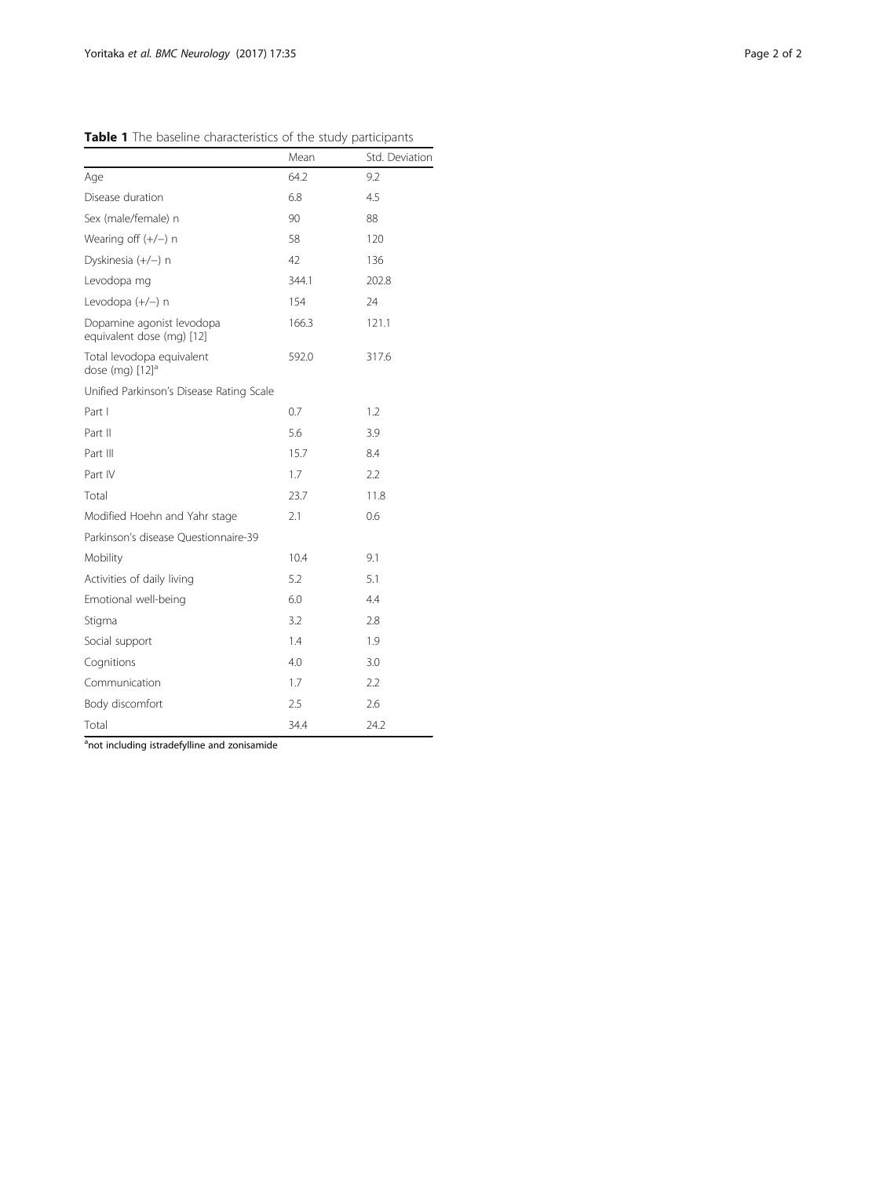**Table 1** The baseline characteristics of the study participants

| | Mean | Std. Deviation |
|---|---|---|
| Age | 64.2 | 9.2 |
| Disease duration | 6.8 | 4.5 |
| Sex (male/female) n | 90 | 88 |
| Wearing off (+/−) n | 58 | 120 |
| Dyskinesia (+/−) n | 42 | 136 |
| Levodopa mg | 344.1 | 202.8 |
| Levodopa (+/−) n | 154 | 24 |
| Dopamine agonist levodopa equivalent dose (mg) [12] | 166.3 | 121.1 |
| Total levodopa equivalent dose (mg) [12][a] | 592.0 | 317.6 |
| Unified Parkinson's Disease Rating Scale | | |
| Part I | 0.7 | 1.2 |
| Part II | 5.6 | 3.9 |
| Part III | 15.7 | 8.4 |
| Part IV | 1.7 | 2.2 |
| Total | 23.7 | 11.8 |
| Modified Hoehn and Yahr stage | 2.1 | 0.6 |
| Parkinson's disease Questionnaire-39 | | |
| Mobility | 10.4 | 9.1 |
| Activities of daily living | 5.2 | 5.1 |
| Emotional well-being | 6.0 | 4.4 |
| Stigma | 3.2 | 2.8 |
| Social support | 1.4 | 1.9 |
| Cognitions | 4.0 | 3.0 |
| Communication | 1.7 | 2.2 |
| Body discomfort | 2.5 | 2.6 |
| Total | 34.4 | 24.2 |

[a]not including istradefylline and zonisamide